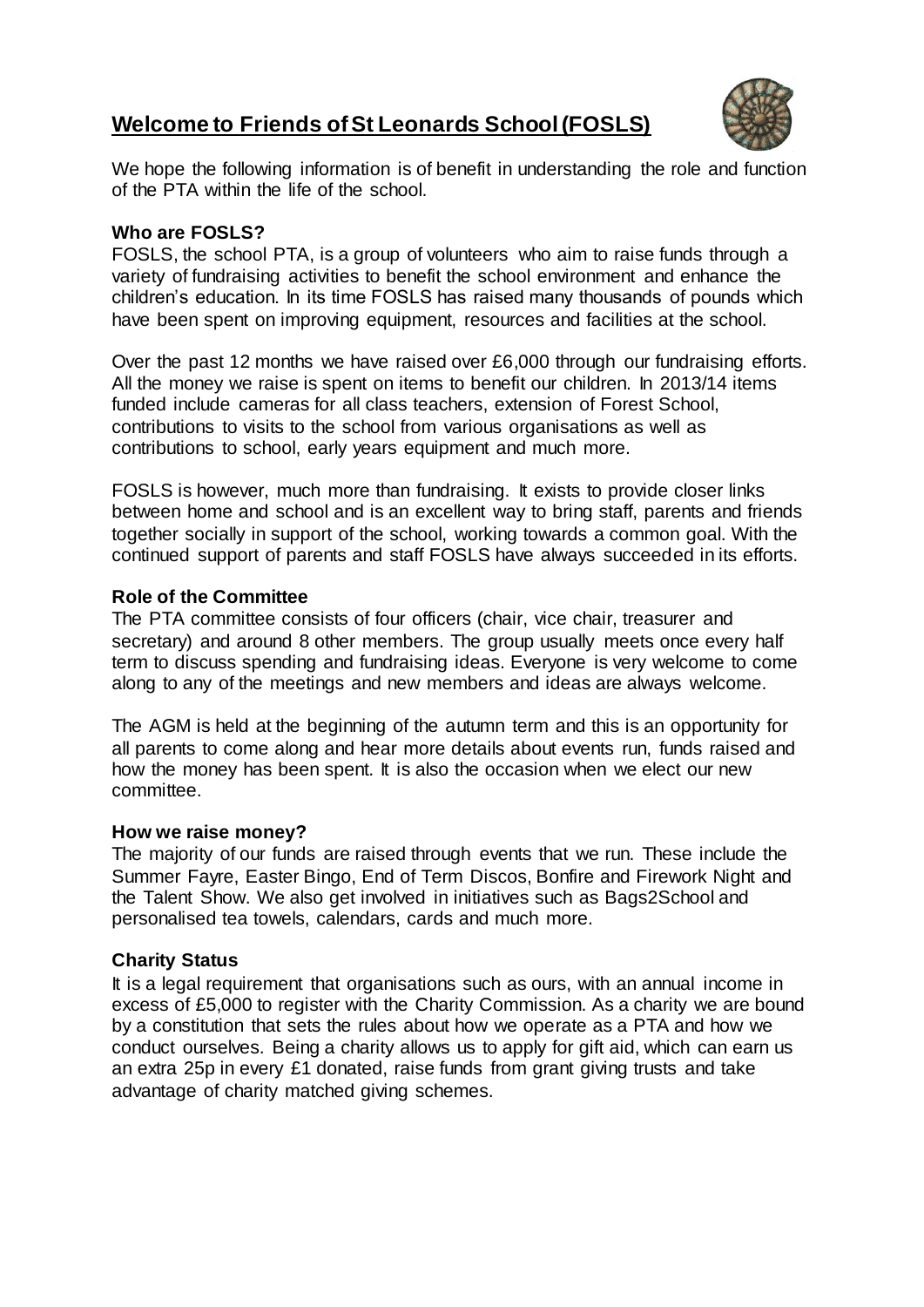# Welcome to Friends of St Leonards School (FOSLS)

We hope the following information is of benefit in understanding the role and function of the PTA within the life of the school.

**Who are FOSLS?**

FOSLS, the school PTA, is a group of volunteers who aim to raise funds through a variety of fundraising activities to benefit the school environment and enhance the children's education. In its time FOSLS has raised many thousands of pounds which have been spent on improving equipment, resources and facilities at the school.

Over the past 12 months we have raised over £6,000 through our fundraising efforts. All the money we raise is spent on items to benefit our children. In 2013/14 items funded include cameras for all class teachers, extension of Forest School, contributions to visits to the school from various organisations as well as contributions to school, early years equipment and much more.

FOSLS is however, much more than fundraising. It exists to provide closer links between home and school and is an excellent way to bring staff, parents and friends together socially in support of the school, working towards a common goal. With the continued support of parents and staff FOSLS have always succeeded in its efforts.

**Role of the Committee**

The PTA committee consists of four officers (chair, vice chair, treasurer and secretary) and around 8 other members. The group usually meets once every half term to discuss spending and fundraising ideas. Everyone is very welcome to come along to any of the meetings and new members and ideas are always welcome.

The AGM is held at the beginning of the autumn term and this is an opportunity for all parents to come along and hear more details about events run, funds raised and how the money has been spent. It is also the occasion when we elect our new committee.

**How we raise money?**

The majority of our funds are raised through events that we run. These include the Summer Fayre, Easter Bingo, End of Term Discos, Bonfire and Firework Night and the Talent Show. We also get involved in initiatives such as Bags2School and personalised tea towels, calendars, cards and much more.

**Charity Status**

It is a legal requirement that organisations such as ours, with an annual income in excess of £5,000 to register with the Charity Commission. As a charity we are bound by a constitution that sets the rules about how we operate as a PTA and how we conduct ourselves. Being a charity allows us to apply for gift aid, which can earn us an extra 25p in every £1 donated, raise funds from grant giving trusts and take advantage of charity matched giving schemes.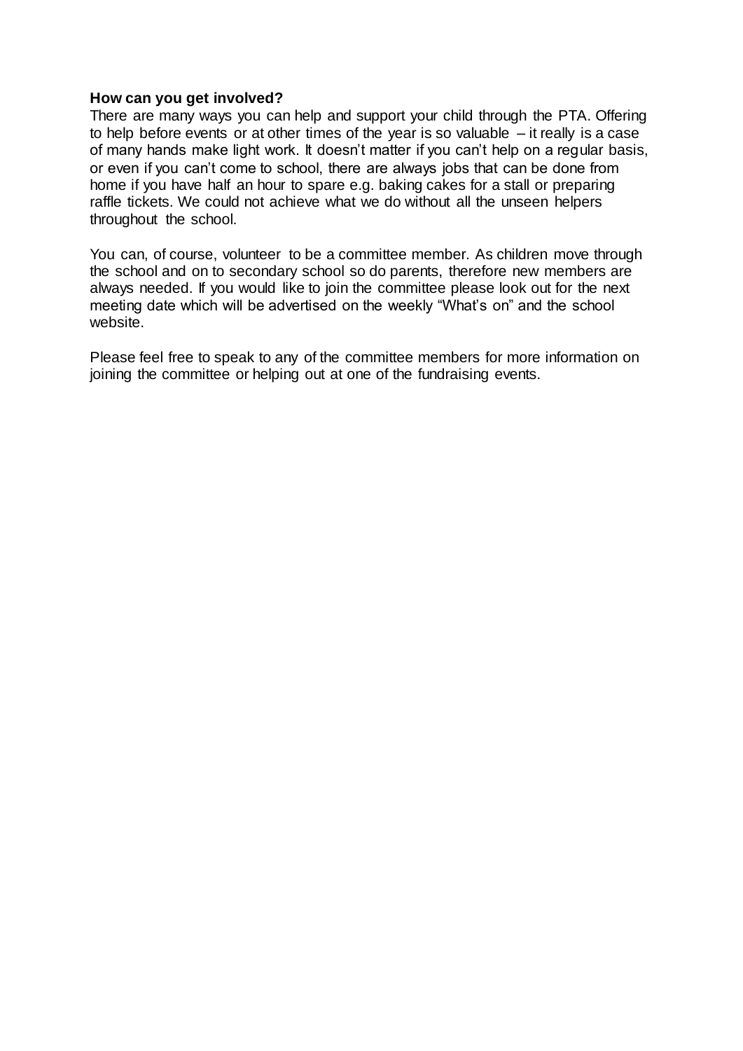**How can you get involved?**

There are many ways you can help and support your child through the PTA. Offering to help before events or at other times of the year is so valuable – it really is a case of many hands make light work. It doesn't matter if you can't help on a regular basis, or even if you can't come to school, there are always jobs that can be done from home if you have half an hour to spare e.g. baking cakes for a stall or preparing raffle tickets. We could not achieve what we do without all the unseen helpers throughout the school.

You can, of course, volunteer to be a committee member. As children move through the school and on to secondary school so do parents, therefore new members are always needed. If you would like to join the committee please look out for the next meeting date which will be advertised on the weekly "What's on" and the school website.

Please feel free to speak to any of the committee members for more information on joining the committee or helping out at one of the fundraising events.